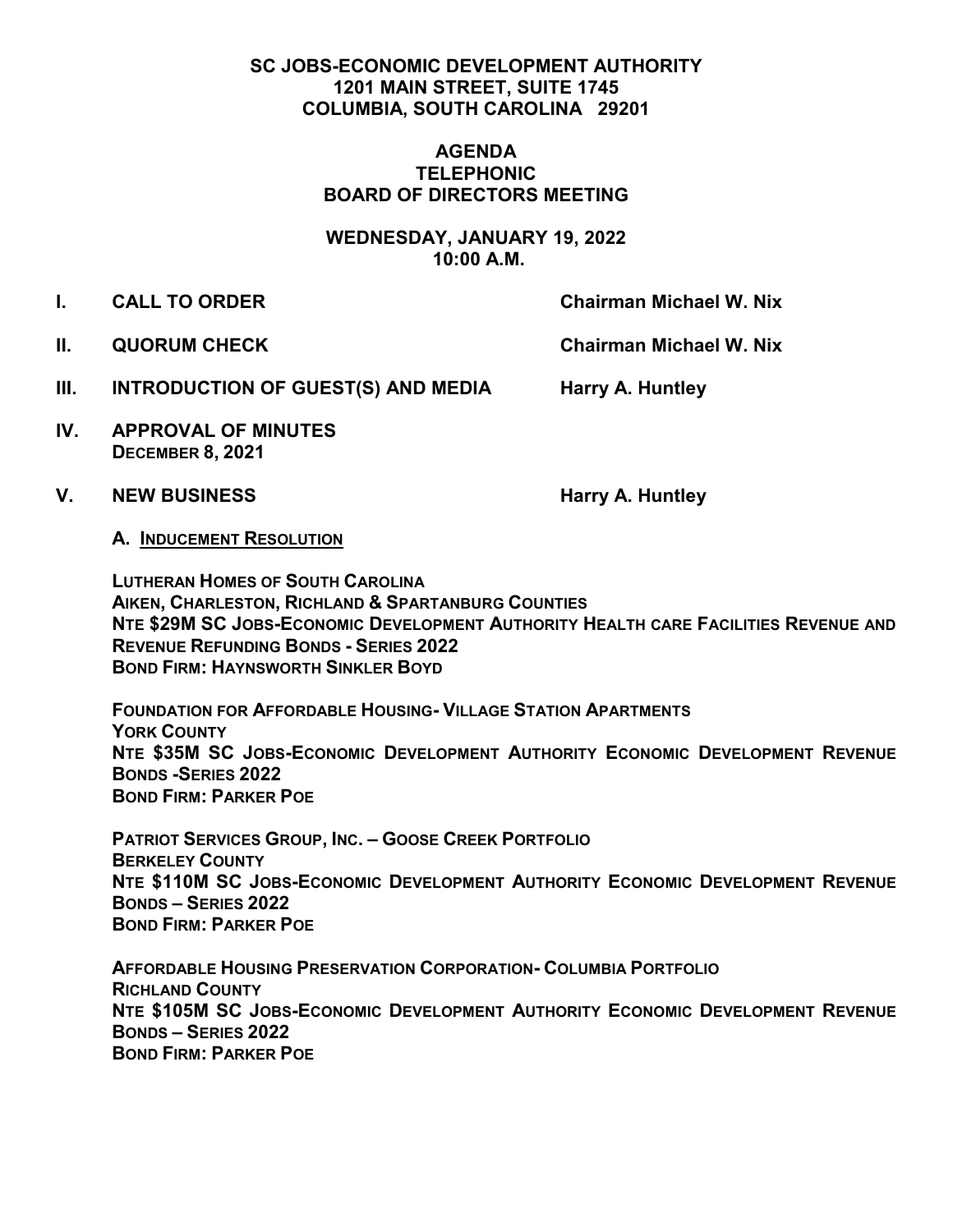**SC JOBS-ECONOMIC DEVELOPMENT AUTHORITY**
**1201 MAIN STREET, SUITE 1745**
**COLUMBIA, SOUTH CAROLINA 29201**

# AGENDA
## TELEPHONIC
## BOARD OF DIRECTORS MEETING

**WEDNESDAY, JANUARY 19, 2022**
**10:00 A.M.**

**I. CALL TO ORDER** — **Chairman Michael W. Nix**

**II. QUORUM CHECK** — **Chairman Michael W. Nix**

**III. INTRODUCTION OF GUEST(S) AND MEDIA** — **Harry A. Huntley**

**IV. APPROVAL OF MINUTES**
**DECEMBER 8, 2021**

**V. NEW BUSINESS** — **Harry A. Huntley**

**A. INDUCEMENT RESOLUTION**

**LUTHERAN HOMES OF SOUTH CAROLINA**
**AIKEN, CHARLESTON, RICHLAND & SPARTANBURG COUNTIES**
**NTE $29M SC JOBS-ECONOMIC DEVELOPMENT AUTHORITY HEALTH CARE FACILITIES REVENUE AND REVENUE REFUNDING BONDS - SERIES 2022**
**BOND FIRM: HAYNSWORTH SINKLER BOYD**

**FOUNDATION FOR AFFORDABLE HOUSING- VILLAGE STATION APARTMENTS**
**YORK COUNTY**
**NTE $35M SC JOBS-ECONOMIC DEVELOPMENT AUTHORITY ECONOMIC DEVELOPMENT REVENUE BONDS -SERIES 2022**
**BOND FIRM: PARKER POE**

**PATRIOT SERVICES GROUP, INC. – GOOSE CREEK PORTFOLIO**
**BERKELEY COUNTY**
**NTE $110M SC JOBS-ECONOMIC DEVELOPMENT AUTHORITY ECONOMIC DEVELOPMENT REVENUE BONDS – SERIES 2022**
**BOND FIRM: PARKER POE**

**AFFORDABLE HOUSING PRESERVATION CORPORATION- COLUMBIA PORTFOLIO**
**RICHLAND COUNTY**
**NTE $105M SC JOBS-ECONOMIC DEVELOPMENT AUTHORITY ECONOMIC DEVELOPMENT REVENUE BONDS – SERIES 2022**
**BOND FIRM: PARKER POE**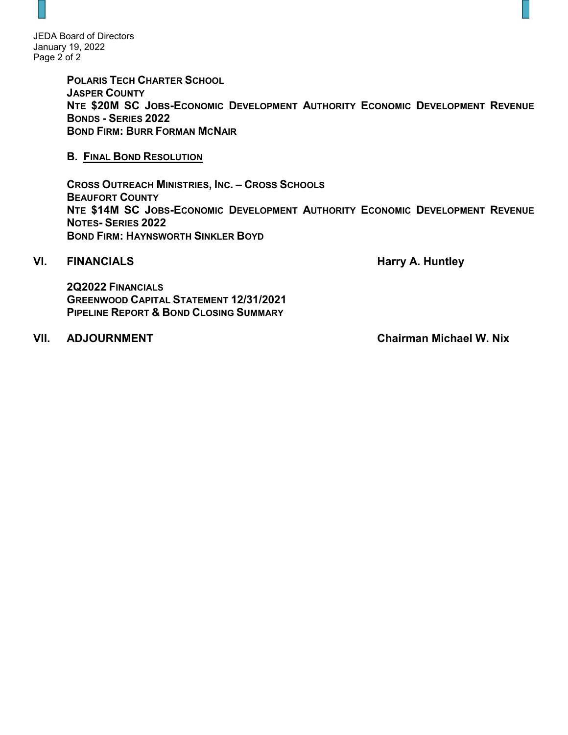**POLARIS TECH CHARTER SCHOOL**
**JASPER COUNTY**
**NTE $20M SC JOBS-ECONOMIC DEVELOPMENT AUTHORITY ECONOMIC DEVELOPMENT REVENUE BONDS - SERIES 2022**
**BOND FIRM: BURR FORMAN MCNAIR**

**B. <u>FINAL BOND RESOLUTION</u>**

**CROSS OUTREACH MINISTRIES, INC. – CROSS SCHOOLS**
**BEAUFORT COUNTY**
**NTE $14M SC JOBS-ECONOMIC DEVELOPMENT AUTHORITY ECONOMIC DEVELOPMENT REVENUE NOTES- SERIES 2022**
**BOND FIRM: HAYNSWORTH SINKLER BOYD**

## VI. FINANCIALS — Harry A. Huntley

**2Q2022 FINANCIALS**
**GREENWOOD CAPITAL STATEMENT 12/31/2021**
**PIPELINE REPORT & BOND CLOSING SUMMARY**

## VII. ADJOURNMENT — Chairman Michael W. Nix